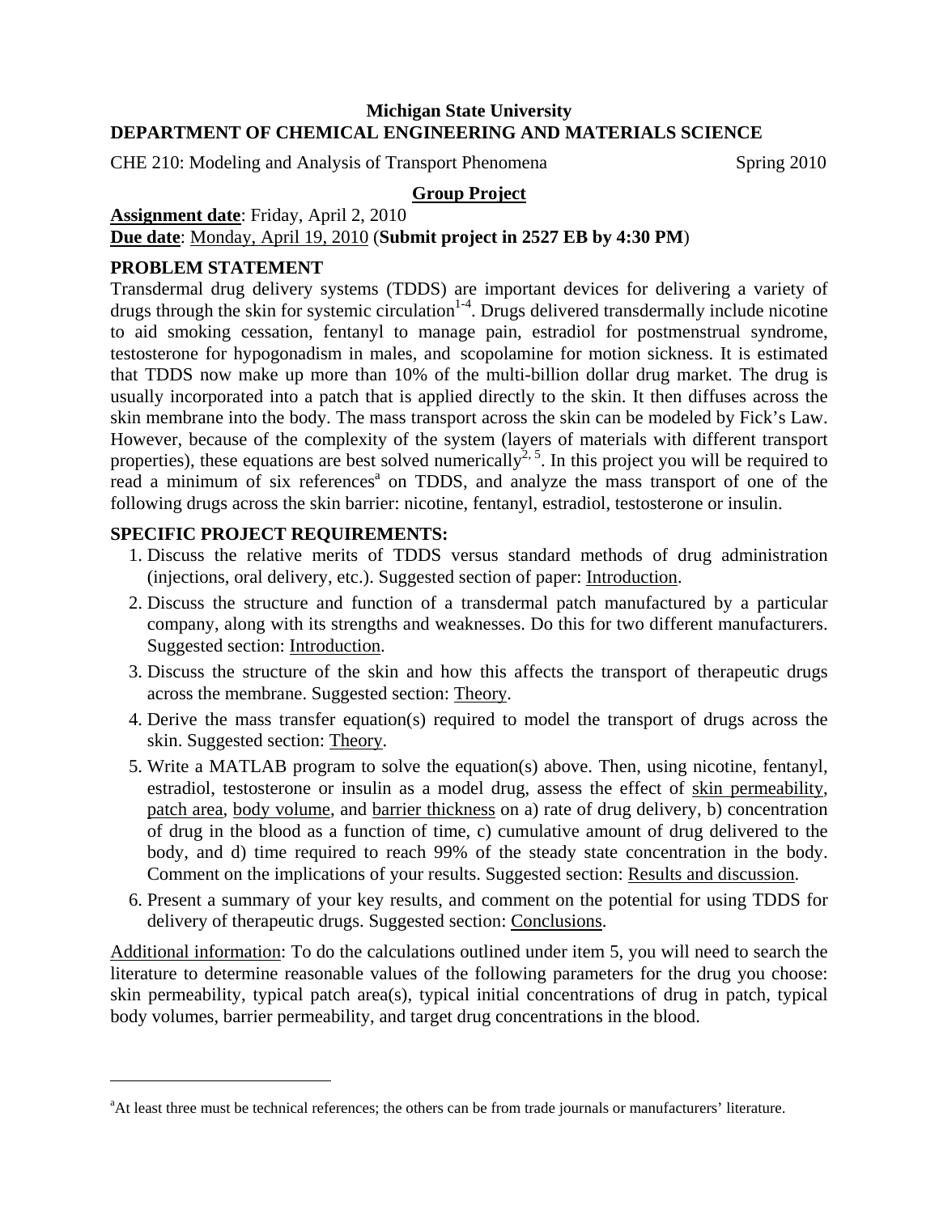**Michigan State University**

**DEPARTMENT OF CHEMICAL ENGINEERING AND MATERIALS SCIENCE**

CHE 210: Modeling and Analysis of Transport Phenomena Spring 2010

## Group Project

**Assignment date**: Friday, April 2, 2010

**Due date**: Monday, April 19, 2010 (**Submit project in 2527 EB by 4:30 PM**)

## PROBLEM STATEMENT

Transdermal drug delivery systems (TDDS) are important devices for delivering a variety of drugs through the skin for systemic circulation[1-4]. Drugs delivered transdermally include nicotine to aid smoking cessation, fentanyl to manage pain, estradiol for postmenstrual syndrome, testosterone for hypogonadism in males, and scopolamine for motion sickness. It is estimated that TDDS now make up more than 10% of the multi-billion dollar drug market. The drug is usually incorporated into a patch that is applied directly to the skin. It then diffuses across the skin membrane into the body. The mass transport across the skin can be modeled by Fick's Law. However, because of the complexity of the system (layers of materials with different transport properties), these equations are best solved numerically[2, 5]. In this project you will be required to read a minimum of six references[a] on TDDS, and analyze the mass transport of one of the following drugs across the skin barrier: nicotine, fentanyl, estradiol, testosterone or insulin.

## SPECIFIC PROJECT REQUIREMENTS:

1. Discuss the relative merits of TDDS versus standard methods of drug administration (injections, oral delivery, etc.). Suggested section of paper: Introduction.
2. Discuss the structure and function of a transdermal patch manufactured by a particular company, along with its strengths and weaknesses. Do this for two different manufacturers. Suggested section: Introduction.
3. Discuss the structure of the skin and how this affects the transport of therapeutic drugs across the membrane. Suggested section: Theory.
4. Derive the mass transfer equation(s) required to model the transport of drugs across the skin. Suggested section: Theory.
5. Write a MATLAB program to solve the equation(s) above. Then, using nicotine, fentanyl, estradiol, testosterone or insulin as a model drug, assess the effect of skin permeability, patch area, body volume, and barrier thickness on a) rate of drug delivery, b) concentration of drug in the blood as a function of time, c) cumulative amount of drug delivered to the body, and d) time required to reach 99% of the steady state concentration in the body. Comment on the implications of your results. Suggested section: Results and discussion.
6. Present a summary of your key results, and comment on the potential for using TDDS for delivery of therapeutic drugs. Suggested section: Conclusions.

Additional information: To do the calculations outlined under item 5, you will need to search the literature to determine reasonable values of the following parameters for the drug you choose: skin permeability, typical patch area(s), typical initial concentrations of drug in patch, typical body volumes, barrier permeability, and target drug concentrations in the blood.

---

[a] At least three must be technical references; the others can be from trade journals or manufacturers' literature.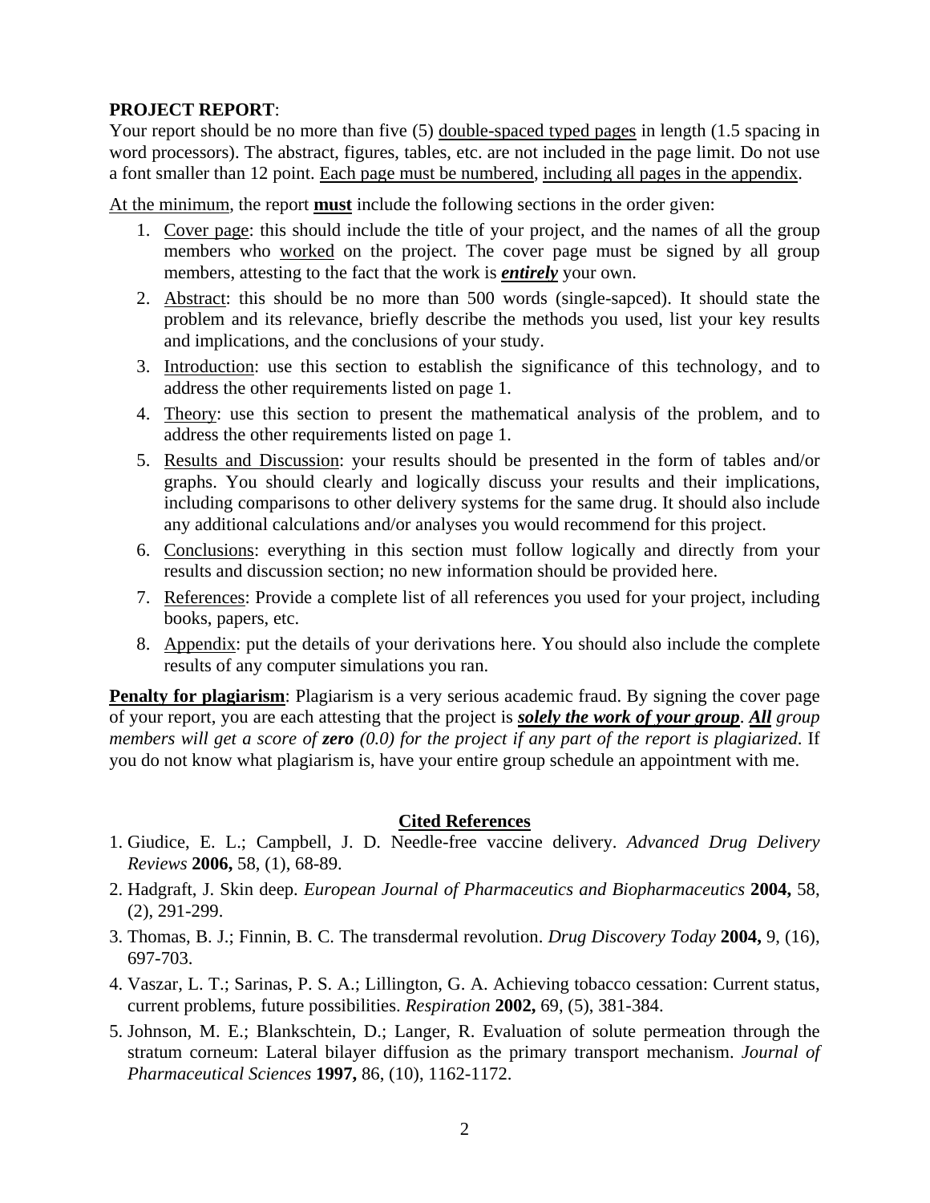**PROJECT REPORT**:

Your report should be no more than five (5) double-spaced typed pages in length (1.5 spacing in word processors). The abstract, figures, tables, etc. are not included in the page limit. Do not use a font smaller than 12 point. Each page must be numbered, including all pages in the appendix.

At the minimum, the report **must** include the following sections in the order given:

1. Cover page: this should include the title of your project, and the names of all the group members who worked on the project. The cover page must be signed by all group members, attesting to the fact that the work is ***entirely*** your own.
2. Abstract: this should be no more than 500 words (single-sapced). It should state the problem and its relevance, briefly describe the methods you used, list your key results and implications, and the conclusions of your study.
3. Introduction: use this section to establish the significance of this technology, and to address the other requirements listed on page 1.
4. Theory: use this section to present the mathematical analysis of the problem, and to address the other requirements listed on page 1.
5. Results and Discussion: your results should be presented in the form of tables and/or graphs. You should clearly and logically discuss your results and their implications, including comparisons to other delivery systems for the same drug. It should also include any additional calculations and/or analyses you would recommend for this project.
6. Conclusions: everything in this section must follow logically and directly from your results and discussion section; no new information should be provided here.
7. References: Provide a complete list of all references you used for your project, including books, papers, etc.
8. Appendix: put the details of your derivations here. You should also include the complete results of any computer simulations you ran.

**Penalty for plagiarism**: Plagiarism is a very serious academic fraud. By signing the cover page of your report, you are each attesting that the project is ***solely the work of your group***. ***All*** *group members will get a score of **zero** (0.0) for the project if any part of the report is plagiarized*. If you do not know what plagiarism is, have your entire group schedule an appointment with me.

## Cited References

1. Giudice, E. L.; Campbell, J. D. Needle-free vaccine delivery. *Advanced Drug Delivery Reviews* **2006,** 58, (1), 68-89.
2. Hadgraft, J. Skin deep. *European Journal of Pharmaceutics and Biopharmaceutics* **2004,** 58, (2), 291-299.
3. Thomas, B. J.; Finnin, B. C. The transdermal revolution. *Drug Discovery Today* **2004,** 9, (16), 697-703.
4. Vaszar, L. T.; Sarinas, P. S. A.; Lillington, G. A. Achieving tobacco cessation: Current status, current problems, future possibilities. *Respiration* **2002,** 69, (5), 381-384.
5. Johnson, M. E.; Blankschtein, D.; Langer, R. Evaluation of solute permeation through the stratum corneum: Lateral bilayer diffusion as the primary transport mechanism. *Journal of Pharmaceutical Sciences* **1997,** 86, (10), 1162-1172.